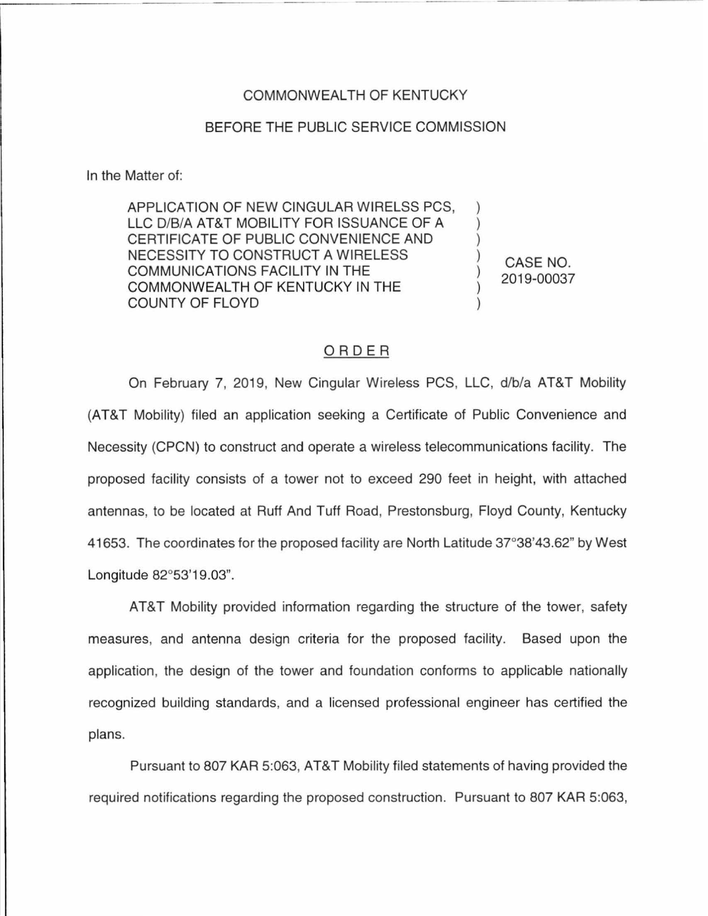COMMONWEALTH OF KENTUCKY

BEFORE THE PUBLIC SERVICE COMMISSION

In the Matter of:

| | | |
|---|---|---|
| APPLICATION OF NEW CINGULAR WIRELSS PCS, LLC D/B/A AT&T MOBILITY FOR ISSUANCE OF A CERTIFICATE OF PUBLIC CONVENIENCE AND NECESSITY TO CONSTRUCT A WIRELESS COMMUNICATIONS FACILITY IN THE COMMONWEALTH OF KENTUCKY IN THE COUNTY OF FLOYD | ) | CASE NO. 2019-00037 |

ORDER

On February 7, 2019, New Cingular Wireless PCS, LLC, d/b/a AT&T Mobility (AT&T Mobility) filed an application seeking a Certificate of Public Convenience and Necessity (CPCN) to construct and operate a wireless telecommunications facility. The proposed facility consists of a tower not to exceed 290 feet in height, with attached antennas, to be located at Ruff And Tuff Road, Prestonsburg, Floyd County, Kentucky 41653. The coordinates for the proposed facility are North Latitude 37°38'43.62" by West Longitude 82°53'19.03".

AT&T Mobility provided information regarding the structure of the tower, safety measures, and antenna design criteria for the proposed facility. Based upon the application, the design of the tower and foundation conforms to applicable nationally recognized building standards, and a licensed professional engineer has certified the plans.

Pursuant to 807 KAR 5:063, AT&T Mobility filed statements of having provided the required notifications regarding the proposed construction. Pursuant to 807 KAR 5:063,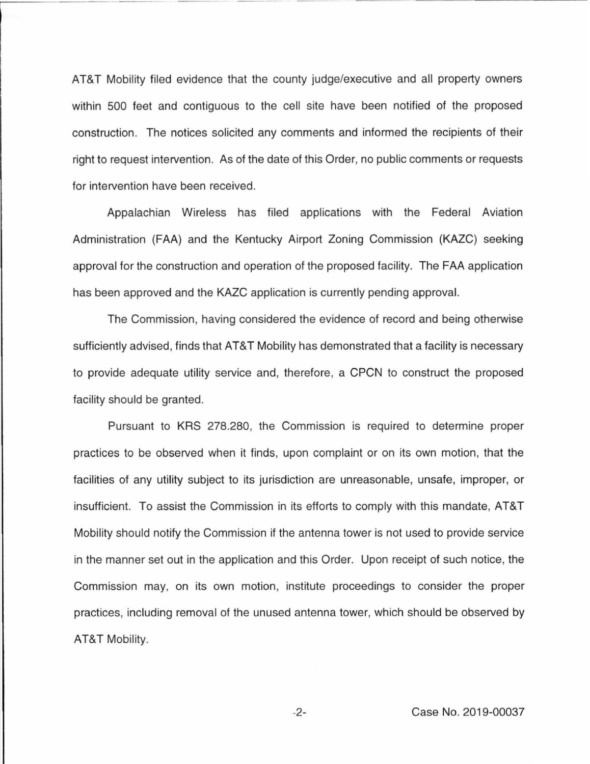AT&T Mobility filed evidence that the county judge/executive and all property owners within 500 feet and contiguous to the cell site have been notified of the proposed construction. The notices solicited any comments and informed the recipients of their right to request intervention. As of the date of this Order, no public comments or requests for intervention have been received.

Appalachian Wireless has filed applications with the Federal Aviation Administration (FAA) and the Kentucky Airport Zoning Commission (KAZC) seeking approval for the construction and operation of the proposed facility. The FAA application has been approved and the KAZC application is currently pending approval.

The Commission, having considered the evidence of record and being otherwise sufficiently advised, finds that AT&T Mobility has demonstrated that a facility is necessary to provide adequate utility service and, therefore, a CPCN to construct the proposed facility should be granted.

Pursuant to KRS 278.280, the Commission is required to determine proper practices to be observed when it finds, upon complaint or on its own motion, that the facilities of any utility subject to its jurisdiction are unreasonable, unsafe, improper, or insufficient. To assist the Commission in its efforts to comply with this mandate, AT&T Mobility should notify the Commission if the antenna tower is not used to provide service in the manner set out in the application and this Order. Upon receipt of such notice, the Commission may, on its own motion, institute proceedings to consider the proper practices, including removal of the unused antenna tower, which should be observed by AT&T Mobility.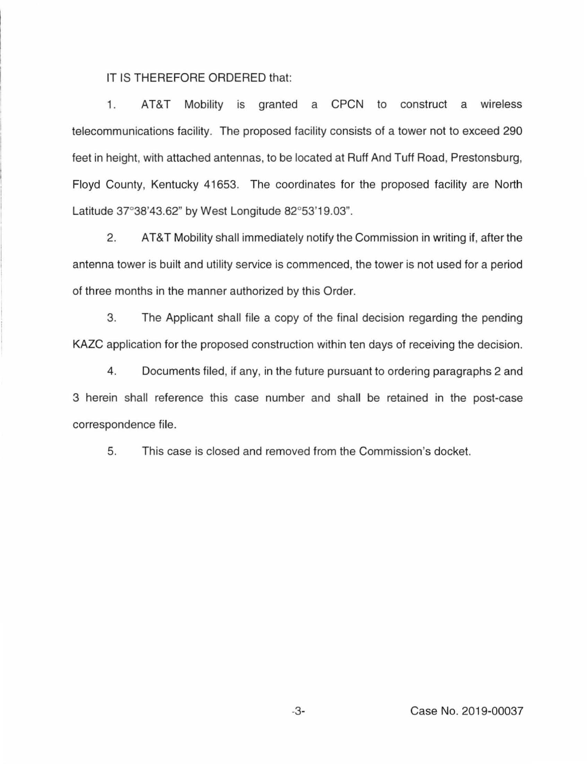IT IS THEREFORE ORDERED that:

1. AT&T Mobility is granted a CPCN to construct a wireless telecommunications facility. The proposed facility consists of a tower not to exceed 290 feet in height, with attached antennas, to be located at Ruff And Tuff Road, Prestonsburg, Floyd County, Kentucky 41653. The coordinates for the proposed facility are North Latitude 37°38'43.62" by West Longitude 82°53'19.03".

2. AT&T Mobility shall immediately notify the Commission in writing if, after the antenna tower is built and utility service is commenced, the tower is not used for a period of three months in the manner authorized by this Order.

3. The Applicant shall file a copy of the final decision regarding the pending KAZC application for the proposed construction within ten days of receiving the decision.

4. Documents filed, if any, in the future pursuant to ordering paragraphs 2 and 3 herein shall reference this case number and shall be retained in the post-case correspondence file.

5. This case is closed and removed from the Commission's docket.

Case No. 2019-00037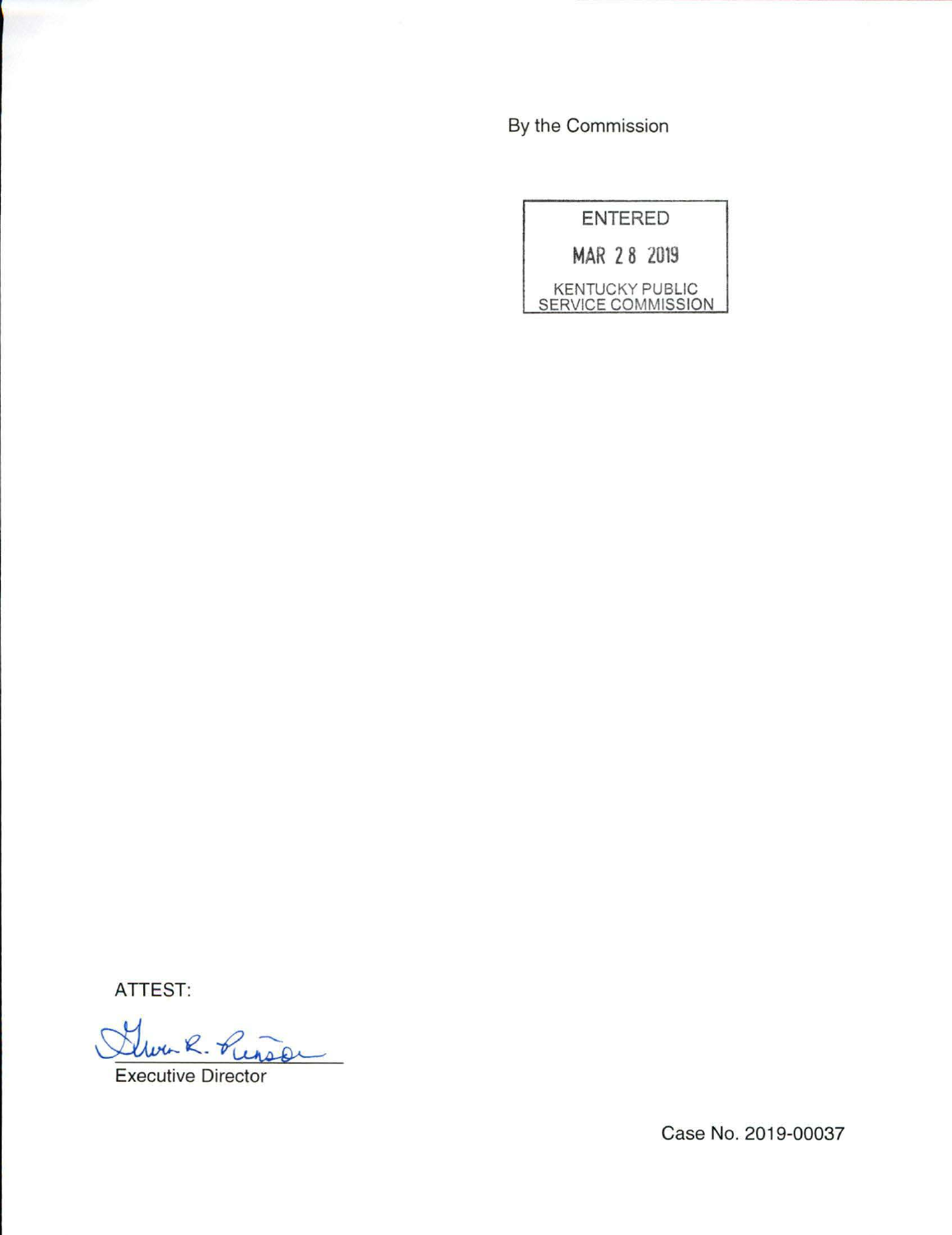By the Commission

ENTERED

MAR 28 2019

KENTUCKY PUBLIC SERVICE COMMISSION

ATTEST:

Executive Director

Case No. 2019-00037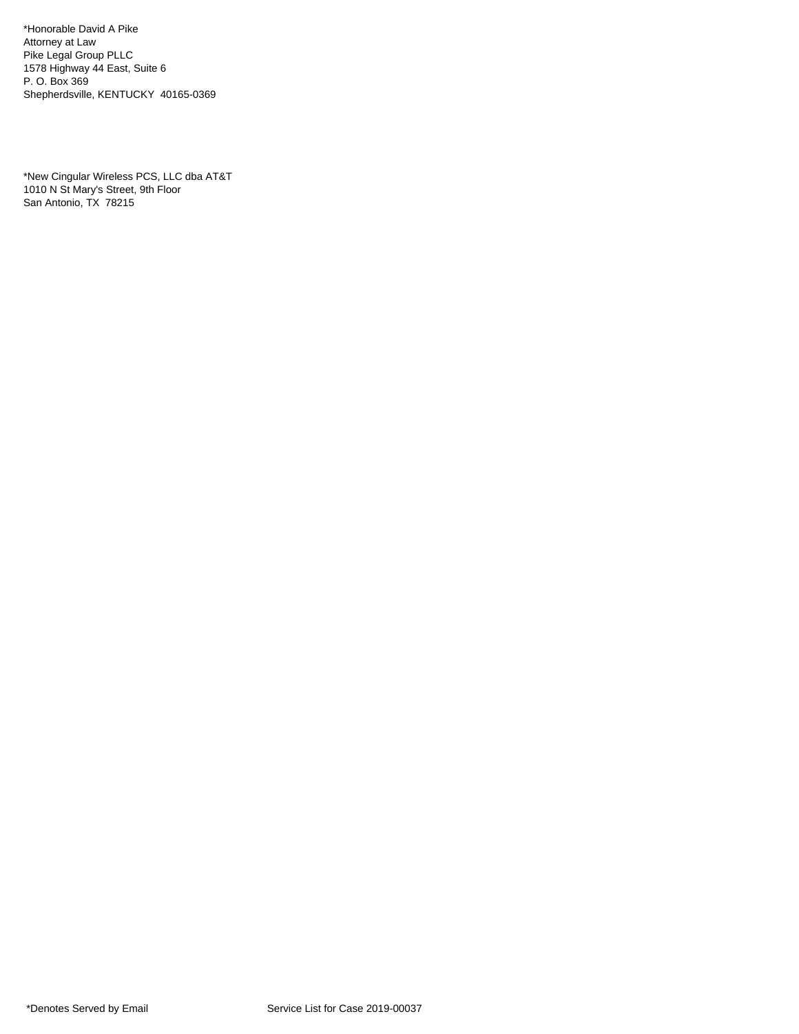*Honorable David A Pike
Attorney at Law
Pike Legal Group PLLC
1578 Highway 44 East, Suite 6
P. O. Box 369
Shepherdsville, KENTUCKY  40165-0369

*New Cingular Wireless PCS, LLC dba AT&T
1010 N St Mary's Street, 9th Floor
San Antonio, TX  78215

*Denotes Served by Email

Service List for Case 2019-00037